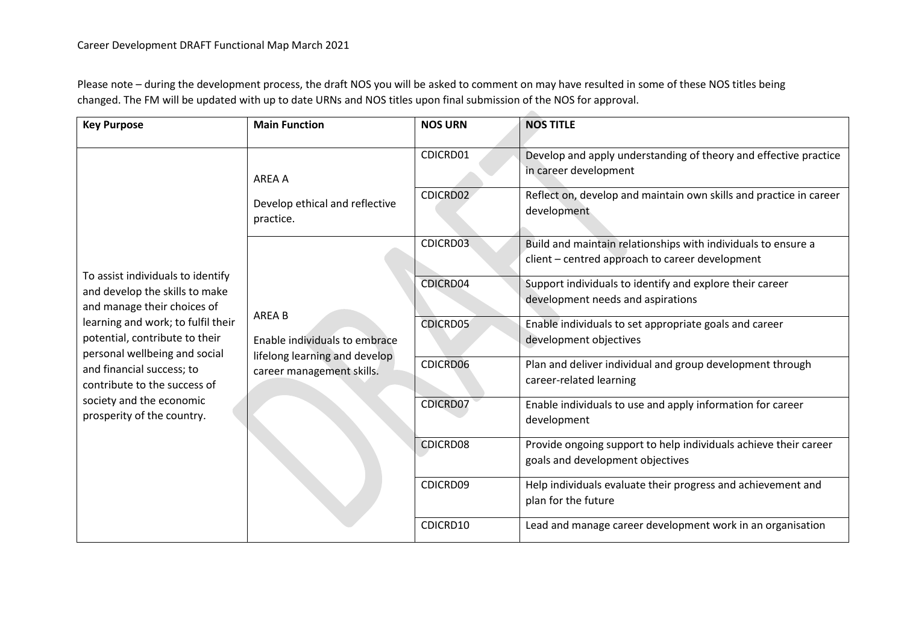Career Development DRAFT Functional Map March 2021

Please note – during the development process, the draft NOS you will be asked to comment on may have resulted in some of these NOS titles being changed. The FM will be updated with up to date URNs and NOS titles upon final submission of the NOS for approval.

| Key Purpose | Main Function | NOS URN | NOS TITLE |
|---|---|---|---|
| To assist individuals to identify and develop the skills to make and manage their choices of learning and work; to fulfil their potential, contribute to their personal wellbeing and social and financial success; to contribute to the success of society and the economic prosperity of the country. | AREA A<br>Develop ethical and reflective practice. | CDICRD01 | Develop and apply understanding of theory and effective practice in career development |
| | | CDICRD02 | Reflect on, develop and maintain own skills and practice in career development |
| | AREA B<br>Enable individuals to embrace lifelong learning and develop career management skills. | CDICRD03 | Build and maintain relationships with individuals to ensure a client – centred approach to career development |
| | | CDICRD04 | Support individuals to identify and explore their career development needs and aspirations |
| | | CDICRD05 | Enable individuals to set appropriate goals and career development objectives |
| | | CDICRD06 | Plan and deliver individual and group development through career-related learning |
| | | CDICRD07 | Enable individuals to use and apply information for career development |
| | | CDICRD08 | Provide ongoing support to help individuals achieve their career goals and development objectives |
| | | CDICRD09 | Help individuals evaluate their progress and achievement and plan for the future |
| | | CDICRD10 | Lead and manage career development work in an organisation |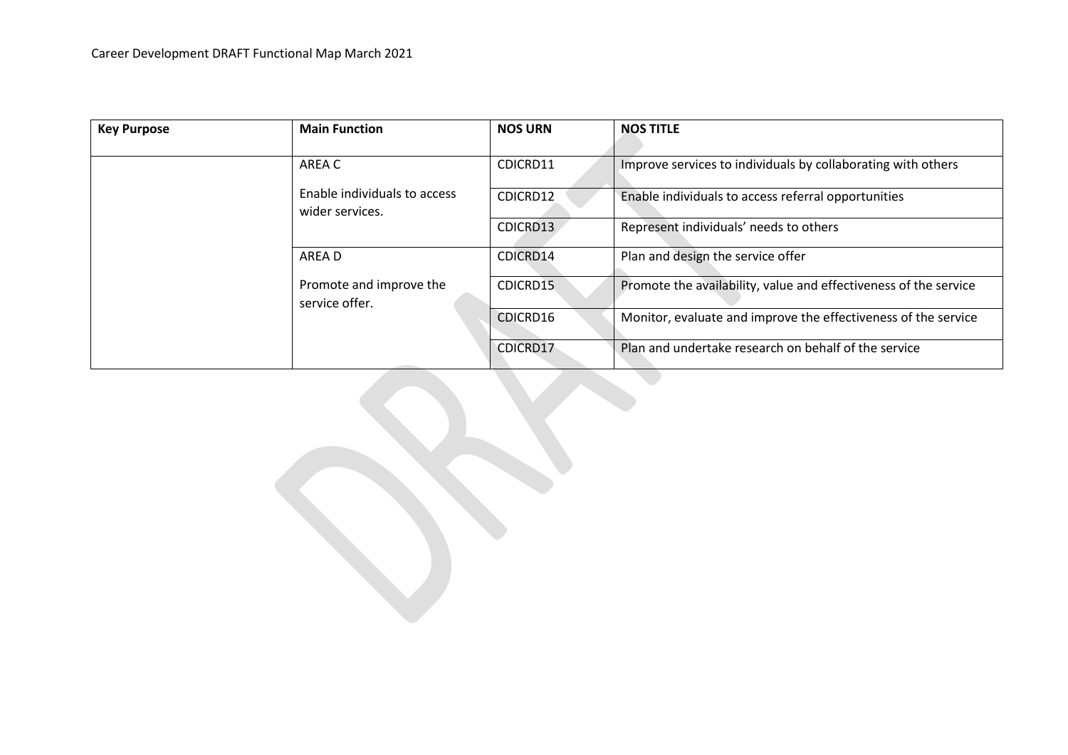| Key Purpose | Main Function | NOS URN | NOS TITLE |
|---|---|---|---|
| | AREA C<br><br>Enable individuals to access wider services. | CDICRD11 | Improve services to individuals by collaborating with others |
| | | CDICRD12 | Enable individuals to access referral opportunities |
| | | CDICRD13 | Represent individuals' needs to others |
| | AREA D<br><br>Promote and improve the service offer. | CDICRD14 | Plan and design the service offer |
| | | CDICRD15 | Promote the availability, value and effectiveness of the service |
| | | CDICRD16 | Monitor, evaluate and improve the effectiveness of the service |
| | | CDICRD17 | Plan and undertake research on behalf of the service |